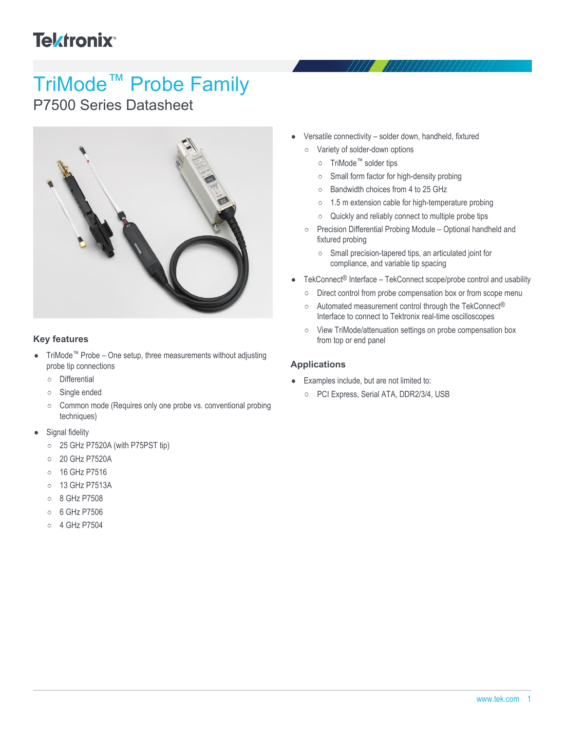# TriMode™ Probe Family

## P7500 Series Datasheet

### Key features

- TriMode™ Probe – One setup, three measurements without adjusting probe tip connections
  - Differential
  - Single ended
  - Common mode (Requires only one probe vs. conventional probing techniques)
- Signal fidelity
  - 25 GHz P7520A (with P75PST tip)
  - 20 GHz P7520A
  - 16 GHz P7516
  - 13 GHz P7513A
  - 8 GHz P7508
  - 6 GHz P7506
  - 4 GHz P7504
- Versatile connectivity – solder down, handheld, fixtured
  - Variety of solder-down options
    - TriMode™ solder tips
    - Small form factor for high-density probing
    - Bandwidth choices from 4 to 25 GHz
    - 1.5 m extension cable for high-temperature probing
    - Quickly and reliably connect to multiple probe tips
  - Precision Differential Probing Module – Optional handheld and fixtured probing
    - Small precision-tapered tips, an articulated joint for compliance, and variable tip spacing
- TekConnect® Interface – TekConnect scope/probe control and usability
  - Direct control from probe compensation box or from scope menu
  - Automated measurement control through the TekConnect® Interface to connect to Tektronix real-time oscilloscopes
  - View TriMode/attenuation settings on probe compensation box from top or end panel

### Applications

- Examples include, but are not limited to:
  - PCI Express, Serial ATA, DDR2/3/4, USB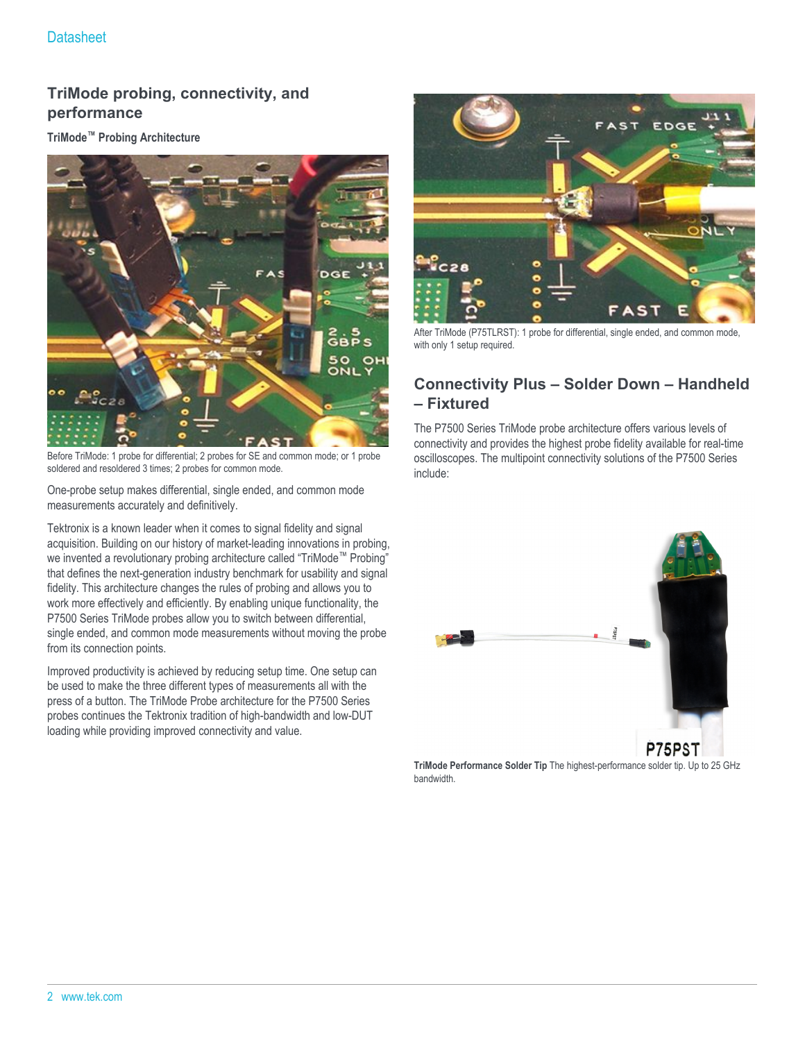## TriMode probing, connectivity, and performance

### TriMode™ Probing Architecture

Before TriMode: 1 probe for differential; 2 probes for SE and common mode; or 1 probe soldered and resoldered 3 times; 2 probes for common mode.

One-probe setup makes differential, single ended, and common mode measurements accurately and definitively.

Tektronix is a known leader when it comes to signal fidelity and signal acquisition. Building on our history of market-leading innovations in probing, we invented a revolutionary probing architecture called "TriMode™ Probing" that defines the next-generation industry benchmark for usability and signal fidelity. This architecture changes the rules of probing and allows you to work more effectively and efficiently. By enabling unique functionality, the P7500 Series TriMode probes allow you to switch between differential, single ended, and common mode measurements without moving the probe from its connection points.

Improved productivity is achieved by reducing setup time. One setup can be used to make the three different types of measurements all with the press of a button. The TriMode Probe architecture for the P7500 Series probes continues the Tektronix tradition of high-bandwidth and low-DUT loading while providing improved connectivity and value.

After TriMode (P75TLRST): 1 probe for differential, single ended, and common mode, with only 1 setup required.

## Connectivity Plus – Solder Down – Handheld – Fixtured

The P7500 Series TriMode probe architecture offers various levels of connectivity and provides the highest probe fidelity available for real-time oscilloscopes. The multipoint connectivity solutions of the P7500 Series include:

**TriMode Performance Solder Tip** The highest-performance solder tip. Up to 25 GHz bandwidth.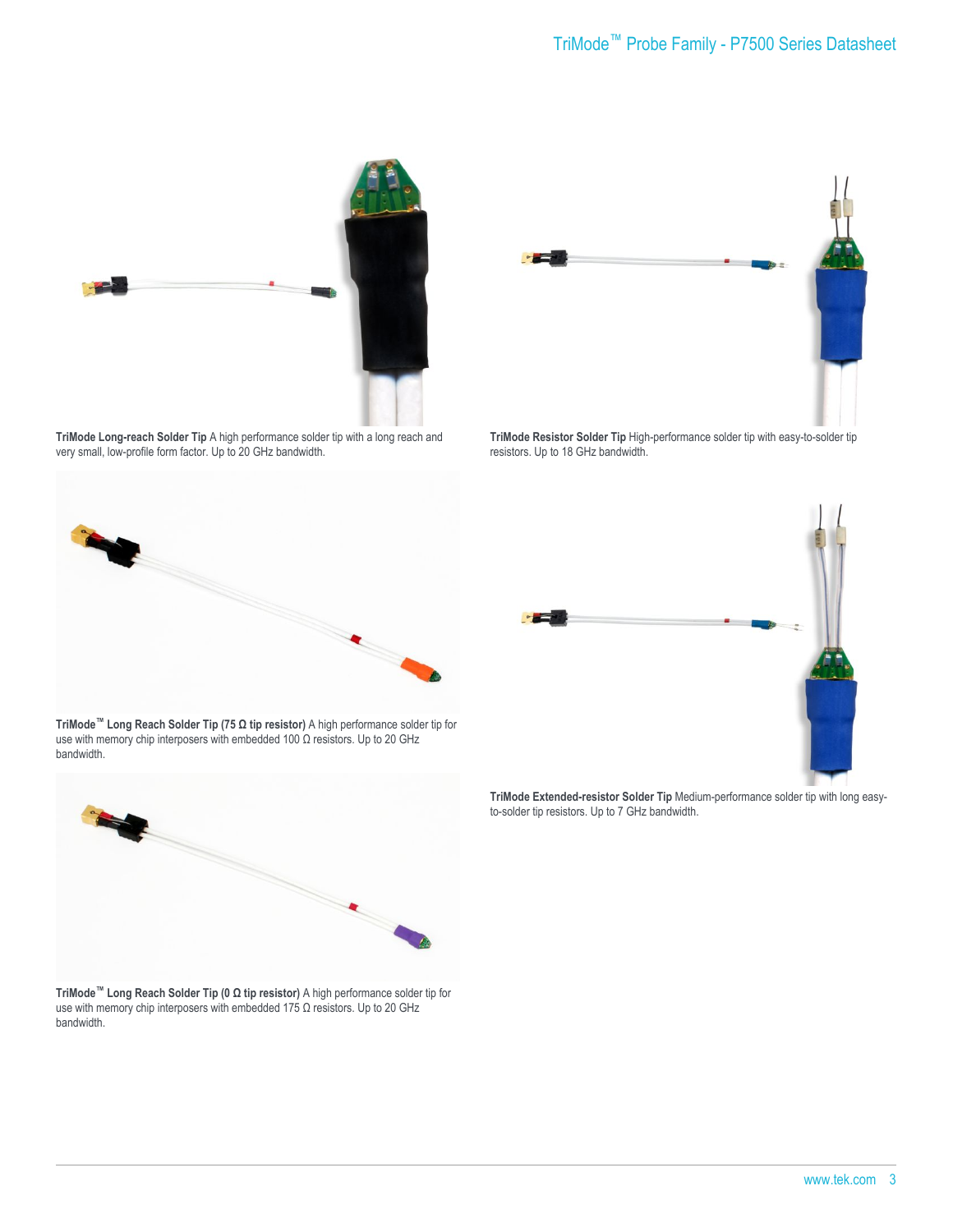**TriMode Long-reach Solder Tip** A high performance solder tip with a long reach and very small, low-profile form factor. Up to 20 GHz bandwidth.

**TriMode Resistor Solder Tip** High-performance solder tip with easy-to-solder tip resistors. Up to 18 GHz bandwidth.

**TriMode™ Long Reach Solder Tip (75 Ω tip resistor)** A high performance solder tip for use with memory chip interposers with embedded 100 Ω resistors. Up to 20 GHz bandwidth.

**TriMode Extended-resistor Solder Tip** Medium-performance solder tip with long easy-to-solder tip resistors. Up to 7 GHz bandwidth.

**TriMode™ Long Reach Solder Tip (0 Ω tip resistor)** A high performance solder tip for use with memory chip interposers with embedded 175 Ω resistors. Up to 20 GHz bandwidth.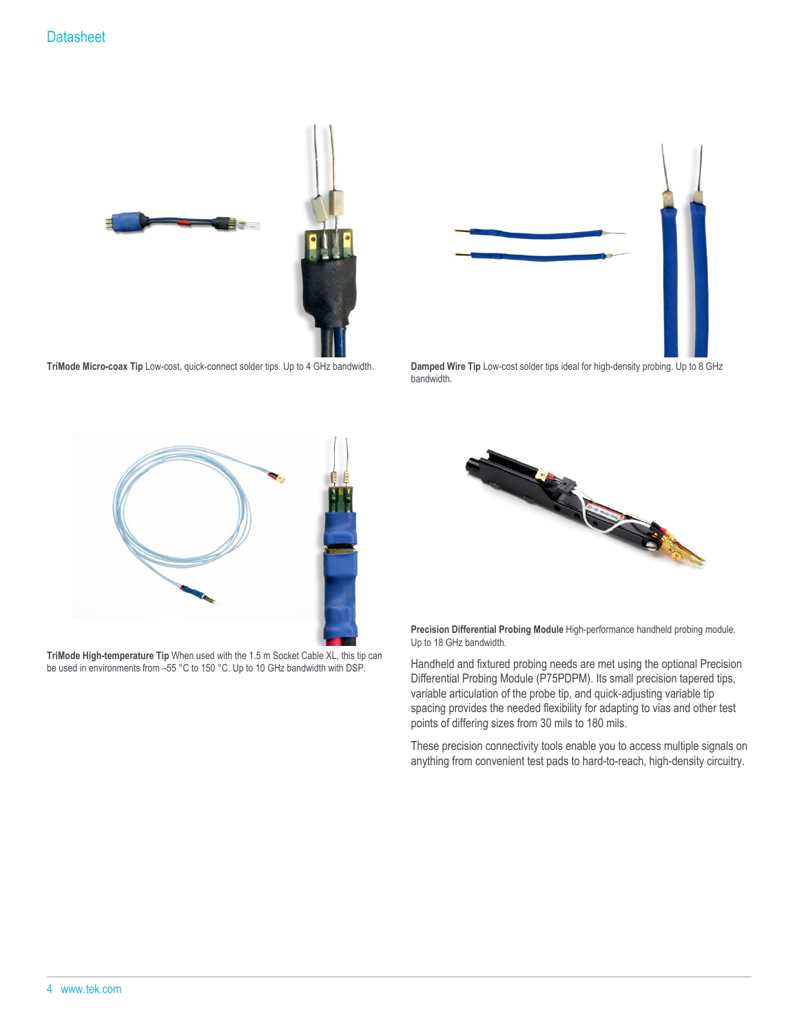**TriMode Micro-coax Tip** Low-cost, quick-connect solder tips. Up to 4 GHz bandwidth.

**Damped Wire Tip** Low-cost solder tips ideal for high-density probing. Up to 8 GHz bandwidth.

**TriMode High-temperature Tip** When used with the 1.5 m Socket Cable XL, this tip can be used in environments from –55 °C to 150 °C. Up to 10 GHz bandwidth with DSP.

**Precision Differential Probing Module** High-performance handheld probing module. Up to 18 GHz bandwidth.

Handheld and fixtured probing needs are met using the optional Precision Differential Probing Module (P75PDPM). Its small precision tapered tips, variable articulation of the probe tip, and quick-adjusting variable tip spacing provides the needed flexibility for adapting to vias and other test points of differing sizes from 30 mils to 180 mils.

These precision connectivity tools enable you to access multiple signals on anything from convenient test pads to hard-to-reach, high-density circuitry.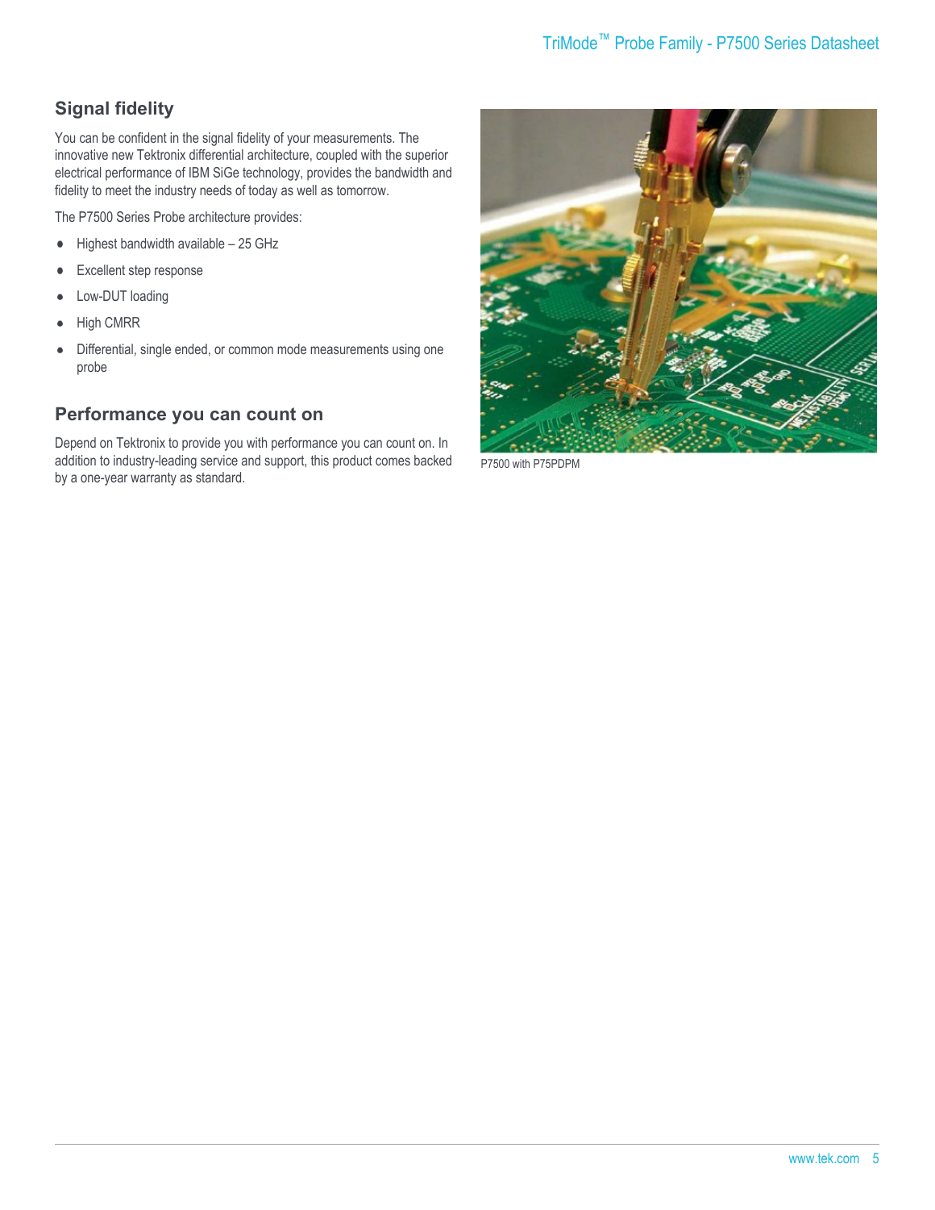## Signal fidelity

You can be confident in the signal fidelity of your measurements. The innovative new Tektronix differential architecture, coupled with the superior electrical performance of IBM SiGe technology, provides the bandwidth and fidelity to meet the industry needs of today as well as tomorrow.

The P7500 Series Probe architecture provides:

- Highest bandwidth available – 25 GHz
- Excellent step response
- Low-DUT loading
- High CMRR
- Differential, single ended, or common mode measurements using one probe

## Performance you can count on

Depend on Tektronix to provide you with performance you can count on. In addition to industry-leading service and support, this product comes backed by a one-year warranty as standard.

P7500 with P75PDPM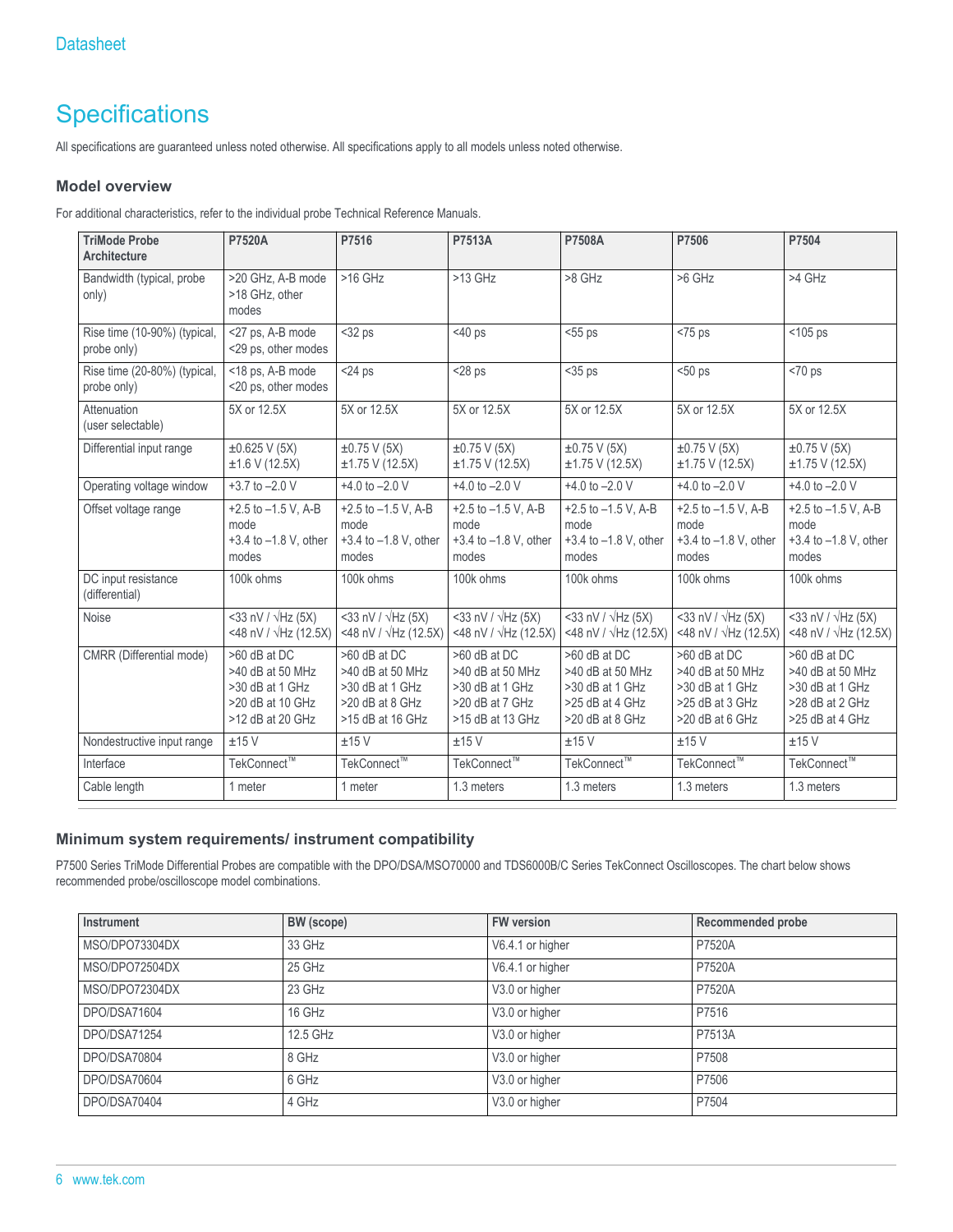# Specifications

All specifications are guaranteed unless noted otherwise. All specifications apply to all models unless noted otherwise.

### Model overview

For additional characteristics, refer to the individual probe Technical Reference Manuals.

| TriMode Probe Architecture | P7520A | P7516 | P7513A | P7508A | P7506 | P7504 |
|---|---|---|---|---|---|---|
| Bandwidth (typical, probe only) | >20 GHz, A-B mode<br>>18 GHz, other modes | >16 GHz | >13 GHz | >8 GHz | >6 GHz | >4 GHz |
| Rise time (10-90%) (typical, probe only) | <27 ps, A-B mode<br><29 ps, other modes | <32 ps | <40 ps | <55 ps | <75 ps | <105 ps |
| Rise time (20-80%) (typical, probe only) | <18 ps, A-B mode<br><20 ps, other modes | <24 ps | <28 ps | <35 ps | <50 ps | <70 ps |
| Attenuation (user selectable) | 5X or 12.5X | 5X or 12.5X | 5X or 12.5X | 5X or 12.5X | 5X or 12.5X | 5X or 12.5X |
| Differential input range | ±0.625 V (5X)<br>±1.6 V (12.5X) | ±0.75 V (5X)<br>±1.75 V (12.5X) | ±0.75 V (5X)<br>±1.75 V (12.5X) | ±0.75 V (5X)<br>±1.75 V (12.5X) | ±0.75 V (5X)<br>±1.75 V (12.5X) | ±0.75 V (5X)<br>±1.75 V (12.5X) |
| Operating voltage window | +3.7 to –2.0 V | +4.0 to –2.0 V | +4.0 to –2.0 V | +4.0 to –2.0 V | +4.0 to –2.0 V | +4.0 to –2.0 V |
| Offset voltage range | +2.5 to –1.5 V, A-B mode<br>+3.4 to –1.8 V, other modes | +2.5 to –1.5 V, A-B mode<br>+3.4 to –1.8 V, other modes | +2.5 to –1.5 V, A-B mode<br>+3.4 to –1.8 V, other modes | +2.5 to –1.5 V, A-B mode<br>+3.4 to –1.8 V, other modes | +2.5 to –1.5 V, A-B mode<br>+3.4 to –1.8 V, other modes | +2.5 to –1.5 V, A-B mode<br>+3.4 to –1.8 V, other modes |
| DC input resistance (differential) | 100k ohms | 100k ohms | 100k ohms | 100k ohms | 100k ohms | 100k ohms |
| Noise | <33 nV / √Hz (5X)<br><48 nV / √Hz (12.5X) | <33 nV / √Hz (5X)<br><48 nV / √Hz (12.5X) | <33 nV / √Hz (5X)<br><48 nV / √Hz (12.5X) | <33 nV / √Hz (5X)<br><48 nV / √Hz (12.5X) | <33 nV / √Hz (5X)<br><48 nV / √Hz (12.5X) | <33 nV / √Hz (5X)<br><48 nV / √Hz (12.5X) |
| CMRR (Differential mode) | >60 dB at DC<br>>40 dB at 50 MHz<br>>30 dB at 1 GHz<br>>20 dB at 10 GHz<br>>12 dB at 20 GHz | >60 dB at DC<br>>40 dB at 50 MHz<br>>30 dB at 1 GHz<br>>20 dB at 8 GHz<br>>15 dB at 16 GHz | >60 dB at DC<br>>40 dB at 50 MHz<br>>30 dB at 1 GHz<br>>20 dB at 7 GHz<br>>15 dB at 13 GHz | >60 dB at DC<br>>40 dB at 50 MHz<br>>30 dB at 1 GHz<br>>25 dB at 4 GHz<br>>20 dB at 8 GHz | >60 dB at DC<br>>40 dB at 50 MHz<br>>30 dB at 1 GHz<br>>25 dB at 3 GHz<br>>20 dB at 6 GHz | >60 dB at DC<br>>40 dB at 50 MHz<br>>30 dB at 1 GHz<br>>28 dB at 2 GHz<br>>25 dB at 4 GHz |
| Nondestructive input range | ±15 V | ±15 V | ±15 V | ±15 V | ±15 V | ±15 V |
| Interface | TekConnect™ | TekConnect™ | TekConnect™ | TekConnect™ | TekConnect™ | TekConnect™ |
| Cable length | 1 meter | 1 meter | 1.3 meters | 1.3 meters | 1.3 meters | 1.3 meters |

### Minimum system requirements/ instrument compatibility

P7500 Series TriMode Differential Probes are compatible with the DPO/DSA/MSO70000 and TDS6000B/C Series TekConnect Oscilloscopes. The chart below shows recommended probe/oscilloscope model combinations.

| Instrument | BW (scope) | FW version | Recommended probe |
|---|---|---|---|
| MSO/DPO73304DX | 33 GHz | V6.4.1 or higher | P7520A |
| MSO/DPO72504DX | 25 GHz | V6.4.1 or higher | P7520A |
| MSO/DPO72304DX | 23 GHz | V3.0 or higher | P7520A |
| DPO/DSA71604 | 16 GHz | V3.0 or higher | P7516 |
| DPO/DSA71254 | 12.5 GHz | V3.0 or higher | P7513A |
| DPO/DSA70804 | 8 GHz | V3.0 or higher | P7508 |
| DPO/DSA70604 | 6 GHz | V3.0 or higher | P7506 |
| DPO/DSA70404 | 4 GHz | V3.0 or higher | P7504 |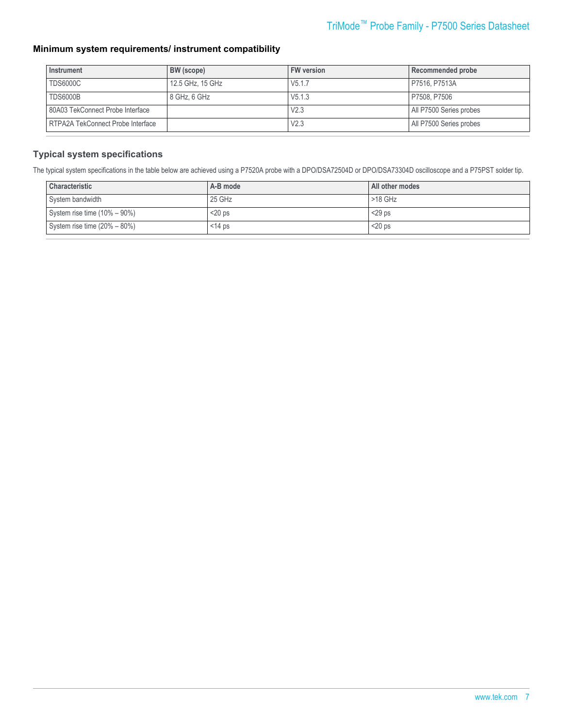### Minimum system requirements/ instrument compatibility

| Instrument | BW (scope) | FW version | Recommended probe |
|---|---|---|---|
| TDS6000C | 12.5 GHz, 15 GHz | V5.1.7 | P7516, P7513A |
| TDS6000B | 8 GHz, 6 GHz | V5.1.3 | P7508, P7506 |
| 80A03 TekConnect Probe Interface | | V2.3 | All P7500 Series probes |
| RTPA2A TekConnect Probe Interface | | V2.3 | All P7500 Series probes |

### Typical system specifications

The typical system specifications in the table below are achieved using a P7520A probe with a DPO/DSA72504D or DPO/DSA73304D oscilloscope and a P75PST solder tip.

| Characteristic | A-B mode | All other modes |
|---|---|---|
| System bandwidth | 25 GHz | >18 GHz |
| System rise time (10% – 90%) | <20 ps | <29 ps |
| System rise time (20% – 80%) | <14 ps | <20 ps |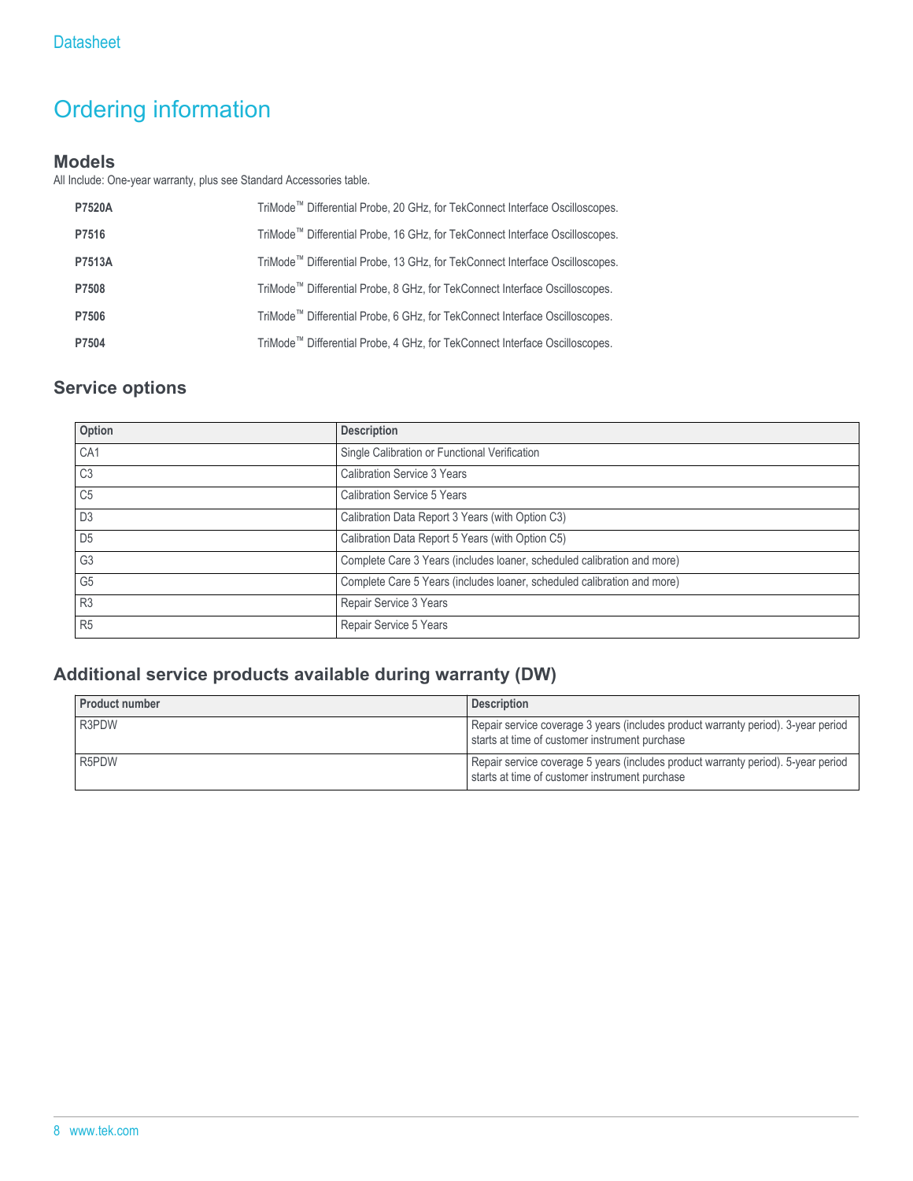# Ordering information

## Models

All Include: One-year warranty, plus see Standard Accessories table.

| | |
|---|---|
| **P7520A** | TriMode™ Differential Probe, 20 GHz, for TekConnect Interface Oscilloscopes. |
| **P7516** | TriMode™ Differential Probe, 16 GHz, for TekConnect Interface Oscilloscopes. |
| **P7513A** | TriMode™ Differential Probe, 13 GHz, for TekConnect Interface Oscilloscopes. |
| **P7508** | TriMode™ Differential Probe, 8 GHz, for TekConnect Interface Oscilloscopes. |
| **P7506** | TriMode™ Differential Probe, 6 GHz, for TekConnect Interface Oscilloscopes. |
| **P7504** | TriMode™ Differential Probe, 4 GHz, for TekConnect Interface Oscilloscopes. |

## Service options

| Option | Description |
|---|---|
| CA1 | Single Calibration or Functional Verification |
| C3 | Calibration Service 3 Years |
| C5 | Calibration Service 5 Years |
| D3 | Calibration Data Report 3 Years (with Option C3) |
| D5 | Calibration Data Report 5 Years (with Option C5) |
| G3 | Complete Care 3 Years (includes loaner, scheduled calibration and more) |
| G5 | Complete Care 5 Years (includes loaner, scheduled calibration and more) |
| R3 | Repair Service 3 Years |
| R5 | Repair Service 5 Years |

## Additional service products available during warranty (DW)

| Product number | Description |
|---|---|
| R3PDW | Repair service coverage 3 years (includes product warranty period). 3-year period starts at time of customer instrument purchase |
| R5PDW | Repair service coverage 5 years (includes product warranty period). 5-year period starts at time of customer instrument purchase |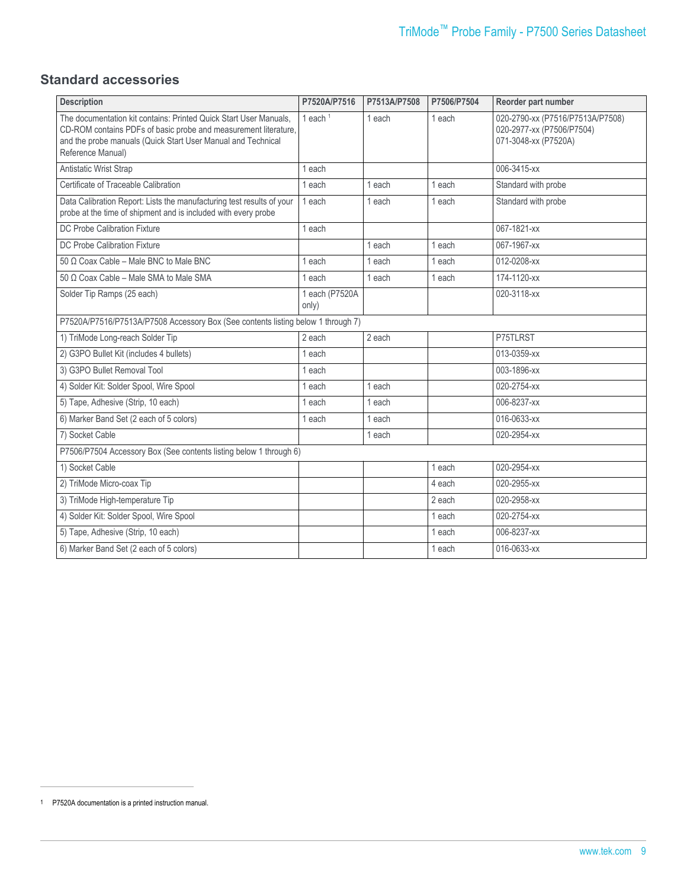## Standard accessories

| Description | P7520A/P7516 | P7513A/P7508 | P7506/P7504 | Reorder part number |
|---|---|---|---|---|
| The documentation kit contains: Printed Quick Start User Manuals, CD-ROM contains PDFs of basic probe and measurement literature, and the probe manuals (Quick Start User Manual and Technical Reference Manual) | 1 each [1] | 1 each | 1 each | 020-2790-xx (P7516/P7513A/P7508) 020-2977-xx (P7506/P7504) 071-3048-xx (P7520A) |
| Antistatic Wrist Strap | 1 each | | | 006-3415-xx |
| Certificate of Traceable Calibration | 1 each | 1 each | 1 each | Standard with probe |
| Data Calibration Report: Lists the manufacturing test results of your probe at the time of shipment and is included with every probe | 1 each | 1 each | 1 each | Standard with probe |
| DC Probe Calibration Fixture | 1 each | | | 067-1821-xx |
| DC Probe Calibration Fixture | | 1 each | 1 each | 067-1967-xx |
| 50 Ω Coax Cable – Male BNC to Male BNC | 1 each | 1 each | 1 each | 012-0208-xx |
| 50 Ω Coax Cable – Male SMA to Male SMA | 1 each | 1 each | 1 each | 174-1120-xx |
| Solder Tip Ramps (25 each) | 1 each (P7520A only) | | | 020-3118-xx |
| P7520A/P7516/P7513A/P7508 Accessory Box (See contents listing below 1 through 7) | | | | |
| 1) TriMode Long-reach Solder Tip | 2 each | 2 each | | P75TLRST |
| 2) G3PO Bullet Kit (includes 4 bullets) | 1 each | | | 013-0359-xx |
| 3) G3PO Bullet Removal Tool | 1 each | | | 003-1896-xx |
| 4) Solder Kit: Solder Spool, Wire Spool | 1 each | 1 each | | 020-2754-xx |
| 5) Tape, Adhesive (Strip, 10 each) | 1 each | 1 each | | 006-8237-xx |
| 6) Marker Band Set (2 each of 5 colors) | 1 each | 1 each | | 016-0633-xx |
| 7) Socket Cable | | 1 each | | 020-2954-xx |
| P7506/P7504 Accessory Box (See contents listing below 1 through 6) | | | | |
| 1) Socket Cable | | | 1 each | 020-2954-xx |
| 2) TriMode Micro-coax Tip | | | 4 each | 020-2955-xx |
| 3) TriMode High-temperature Tip | | | 2 each | 020-2958-xx |
| 4) Solder Kit: Solder Spool, Wire Spool | | | 1 each | 020-2754-xx |
| 5) Tape, Adhesive (Strip, 10 each) | | | 1 each | 006-8237-xx |
| 6) Marker Band Set (2 each of 5 colors) | | | 1 each | 016-0633-xx |

[1] P7520A documentation is a printed instruction manual.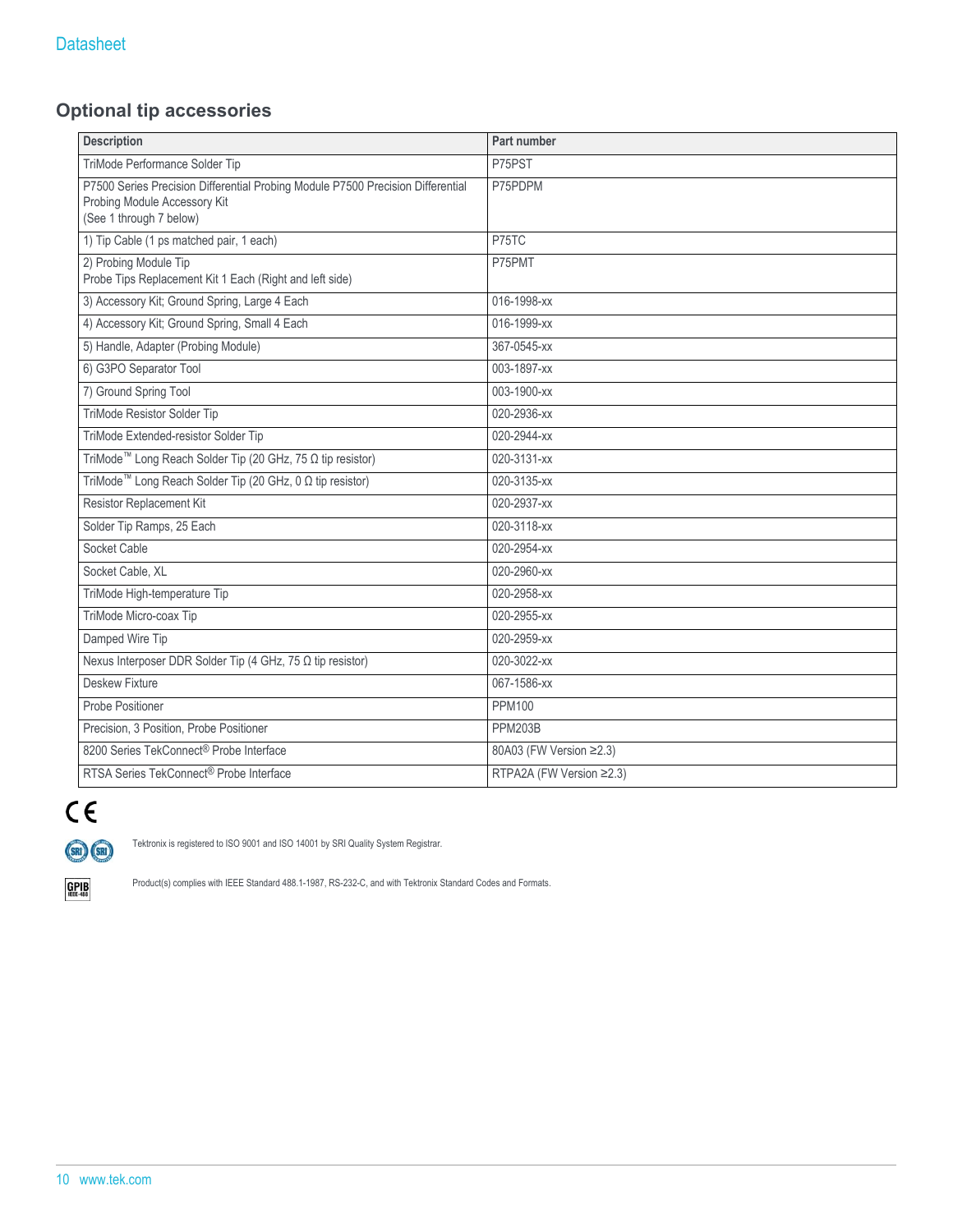## Optional tip accessories

| Description | Part number |
|---|---|
| TriMode Performance Solder Tip | P75PST |
| P7500 Series Precision Differential Probing Module P7500 Precision Differential Probing Module Accessory Kit (See 1 through 7 below) | P75PDPM |
| 1) Tip Cable (1 ps matched pair, 1 each) | P75TC |
| 2) Probing Module Tip Probe Tips Replacement Kit 1 Each (Right and left side) | P75PMT |
| 3) Accessory Kit; Ground Spring, Large 4 Each | 016-1998-xx |
| 4) Accessory Kit; Ground Spring, Small 4 Each | 016-1999-xx |
| 5) Handle, Adapter (Probing Module) | 367-0545-xx |
| 6) G3PO Separator Tool | 003-1897-xx |
| 7) Ground Spring Tool | 003-1900-xx |
| TriMode Resistor Solder Tip | 020-2936-xx |
| TriMode Extended-resistor Solder Tip | 020-2944-xx |
| TriMode™ Long Reach Solder Tip (20 GHz, 75 Ω tip resistor) | 020-3131-xx |
| TriMode™ Long Reach Solder Tip (20 GHz, 0 Ω tip resistor) | 020-3135-xx |
| Resistor Replacement Kit | 020-2937-xx |
| Solder Tip Ramps, 25 Each | 020-3118-xx |
| Socket Cable | 020-2954-xx |
| Socket Cable, XL | 020-2960-xx |
| TriMode High-temperature Tip | 020-2958-xx |
| TriMode Micro-coax Tip | 020-2955-xx |
| Damped Wire Tip | 020-2959-xx |
| Nexus Interposer DDR Solder Tip (4 GHz, 75 Ω tip resistor) | 020-3022-xx |
| Deskew Fixture | 067-1586-xx |
| Probe Positioner | PPM100 |
| Precision, 3 Position, Probe Positioner | PPM203B |
| 8200 Series TekConnect® Probe Interface | 80A03 (FW Version ≥2.3) |
| RTSA Series TekConnect® Probe Interface | RTPA2A (FW Version ≥2.3) |

Tektronix is registered to ISO 9001 and ISO 14001 by SRI Quality System Registrar.

Product(s) complies with IEEE Standard 488.1-1987, RS-232-C, and with Tektronix Standard Codes and Formats.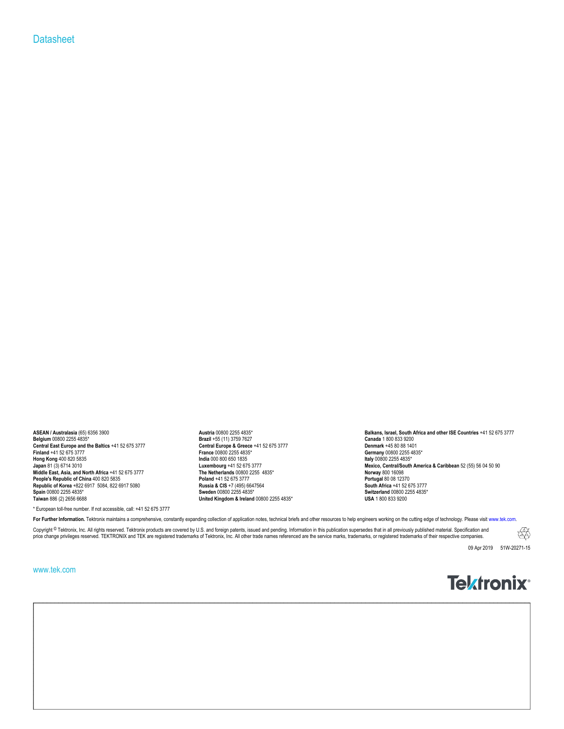**ASEAN / Australasia** (65) 6356 3900
**Belgium** 00800 2255 4835*
**Central East Europe and the Baltics** +41 52 675 3777
**Finland** +41 52 675 3777
**Hong Kong** 400 820 5835
**Japan** 81 (3) 6714 3010
**Middle East, Asia, and North Africa** +41 52 675 3777
**People's Republic of China** 400 820 5835
**Republic of Korea** +822 6917 5084, 822 6917 5080
**Spain** 00800 2255 4835*
**Taiwan** 886 (2) 2656 6688

**Austria** 00800 2255 4835*
**Brazil** +55 (11) 3759 7627
**Central Europe & Greece** +41 52 675 3777
**France** 00800 2255 4835*
**India** 000 800 650 1835
**Luxembourg** +41 52 675 3777
**The Netherlands** 00800 2255 4835*
**Poland** +41 52 675 3777
**Russia & CIS** +7 (495) 6647564
**Sweden** 00800 2255 4835*
**United Kingdom & Ireland** 00800 2255 4835*

**Balkans, Israel, South Africa and other ISE Countries** +41 52 675 3777
**Canada** 1 800 833 9200
**Denmark** +45 80 88 1401
**Germany** 00800 2255 4835*
**Italy** 00800 2255 4835*
**Mexico, Central/South America & Caribbean** 52 (55) 56 04 50 90
**Norway** 800 16098
**Portugal** 80 08 12370
**South Africa** +41 52 675 3777
**Switzerland** 00800 2255 4835*
**USA** 1 800 833 9200

* European toll-free number. If not accessible, call: +41 52 675 3777

**For Further Information.** Tektronix maintains a comprehensive, constantly expanding collection of application notes, technical briefs and other resources to help engineers working on the cutting edge of technology. Please visit www.tek.com.

Copyright © Tektronix, Inc. All rights reserved. Tektronix products are covered by U.S. and foreign patents, issued and pending. Information in this publication supersedes that in all previously published material. Specification and price change privileges reserved. TEKTRONIX and TEK are registered trademarks of Tektronix, Inc. All other trade names referenced are the service marks, trademarks, or registered trademarks of their respective companies.

09 Apr 2019 51W-20271-15

www.tek.com